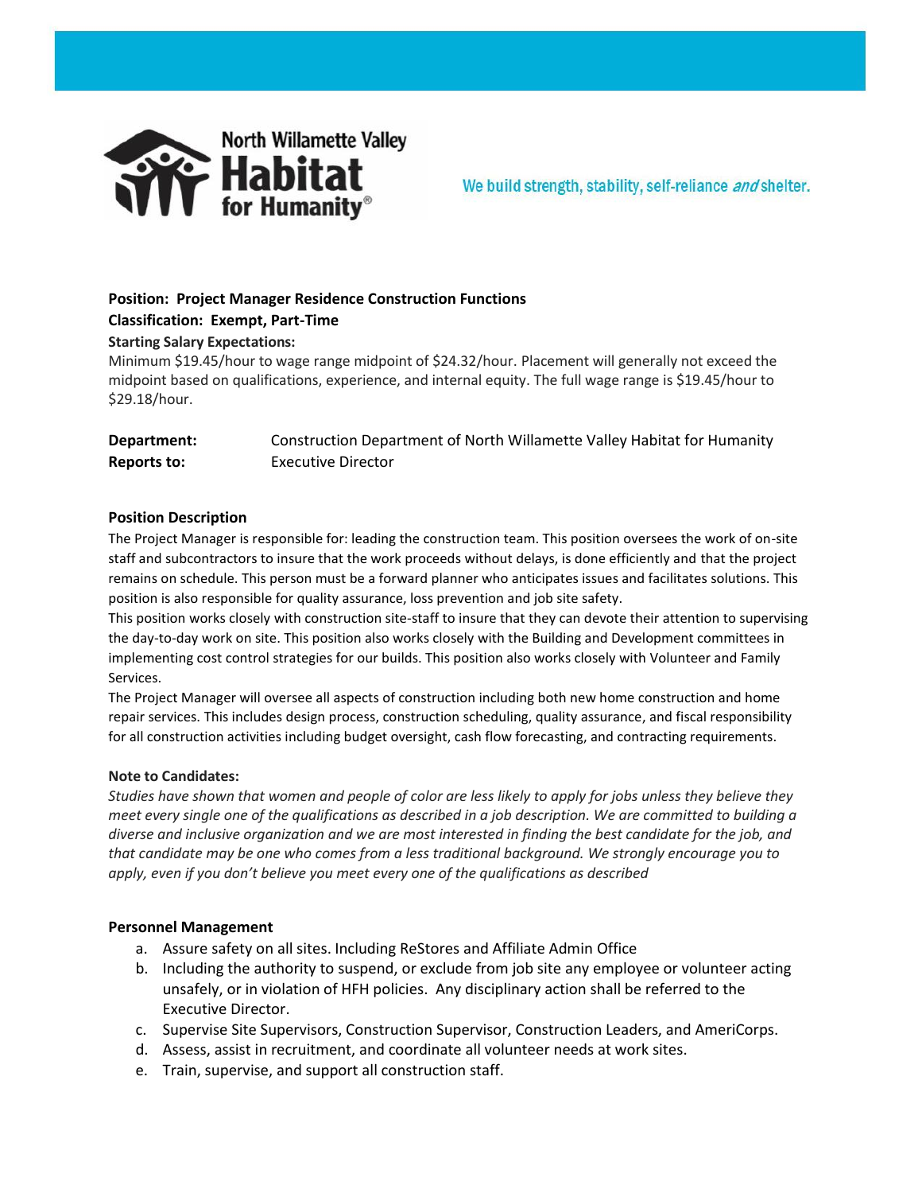North Willamette Valley Habitat for Humanity

We build strength, stability, self-reliance *and* shelter.

**Position: Project Manager Residence Construction Functions**
**Classification: Exempt, Part-Time**

**Starting Salary Expectations:**
Minimum $19.45/hour to wage range midpoint of $24.32/hour. Placement will generally not exceed the midpoint based on qualifications, experience, and internal equity. The full wage range is $19.45/hour to $29.18/hour.

**Department:** Construction Department of North Willamette Valley Habitat for Humanity
**Reports to:** Executive Director

### Position Description

The Project Manager is responsible for: leading the construction team. This position oversees the work of on-site staff and subcontractors to insure that the work proceeds without delays, is done efficiently and that the project remains on schedule. This person must be a forward planner who anticipates issues and facilitates solutions. This position is also responsible for quality assurance, loss prevention and job site safety.

This position works closely with construction site-staff to insure that they can devote their attention to supervising the day-to-day work on site. This position also works closely with the Building and Development committees in implementing cost control strategies for our builds. This position also works closely with Volunteer and Family Services.

The Project Manager will oversee all aspects of construction including both new home construction and home repair services. This includes design process, construction scheduling, quality assurance, and fiscal responsibility for all construction activities including budget oversight, cash flow forecasting, and contracting requirements.

**Note to Candidates:**

*Studies have shown that women and people of color are less likely to apply for jobs unless they believe they meet every single one of the qualifications as described in a job description. We are committed to building a diverse and inclusive organization and we are most interested in finding the best candidate for the job, and that candidate may be one who comes from a less traditional background. We strongly encourage you to apply, even if you don't believe you meet every one of the qualifications as described*

### Personnel Management

a. Assure safety on all sites. Including ReStores and Affiliate Admin Office
b. Including the authority to suspend, or exclude from job site any employee or volunteer acting unsafely, or in violation of HFH policies. Any disciplinary action shall be referred to the Executive Director.
c. Supervise Site Supervisors, Construction Supervisor, Construction Leaders, and AmeriCorps.
d. Assess, assist in recruitment, and coordinate all volunteer needs at work sites.
e. Train, supervise, and support all construction staff.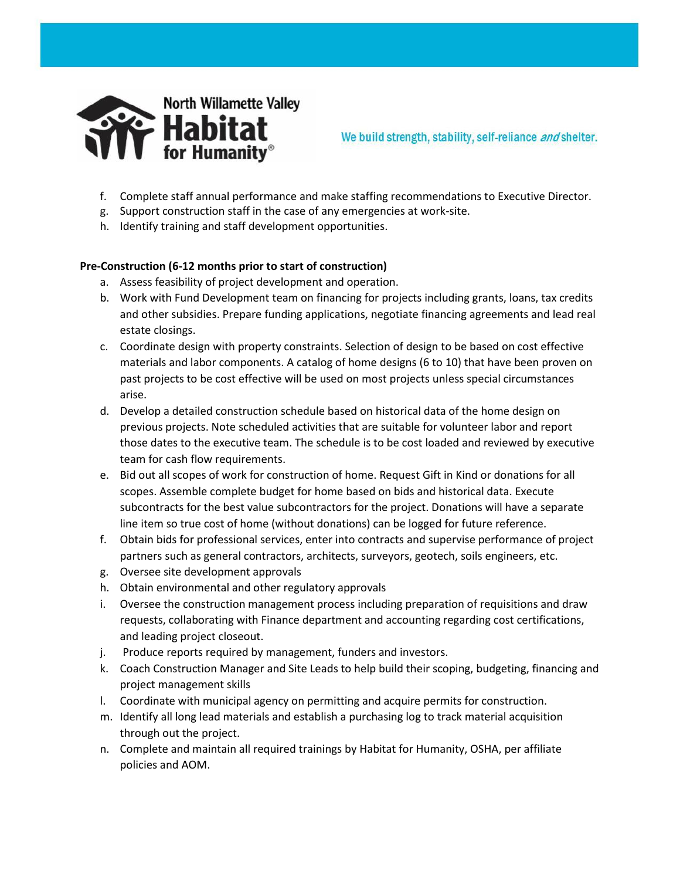f. Complete staff annual performance and make staffing recommendations to Executive Director.
g. Support construction staff in the case of any emergencies at work-site.
h. Identify training and staff development opportunities.

**Pre-Construction (6-12 months prior to start of construction)**

a. Assess feasibility of project development and operation.
b. Work with Fund Development team on financing for projects including grants, loans, tax credits and other subsidies. Prepare funding applications, negotiate financing agreements and lead real estate closings.
c. Coordinate design with property constraints. Selection of design to be based on cost effective materials and labor components. A catalog of home designs (6 to 10) that have been proven on past projects to be cost effective will be used on most projects unless special circumstances arise.
d. Develop a detailed construction schedule based on historical data of the home design on previous projects. Note scheduled activities that are suitable for volunteer labor and report those dates to the executive team. The schedule is to be cost loaded and reviewed by executive team for cash flow requirements.
e. Bid out all scopes of work for construction of home. Request Gift in Kind or donations for all scopes. Assemble complete budget for home based on bids and historical data. Execute subcontracts for the best value subcontractors for the project. Donations will have a separate line item so true cost of home (without donations) can be logged for future reference.
f. Obtain bids for professional services, enter into contracts and supervise performance of project partners such as general contractors, architects, surveyors, geotech, soils engineers, etc.
g. Oversee site development approvals
h. Obtain environmental and other regulatory approvals
i. Oversee the construction management process including preparation of requisitions and draw requests, collaborating with Finance department and accounting regarding cost certifications, and leading project closeout.
j. Produce reports required by management, funders and investors.
k. Coach Construction Manager and Site Leads to help build their scoping, budgeting, financing and project management skills
l. Coordinate with municipal agency on permitting and acquire permits for construction.
m. Identify all long lead materials and establish a purchasing log to track material acquisition through out the project.
n. Complete and maintain all required trainings by Habitat for Humanity, OSHA, per affiliate policies and AOM.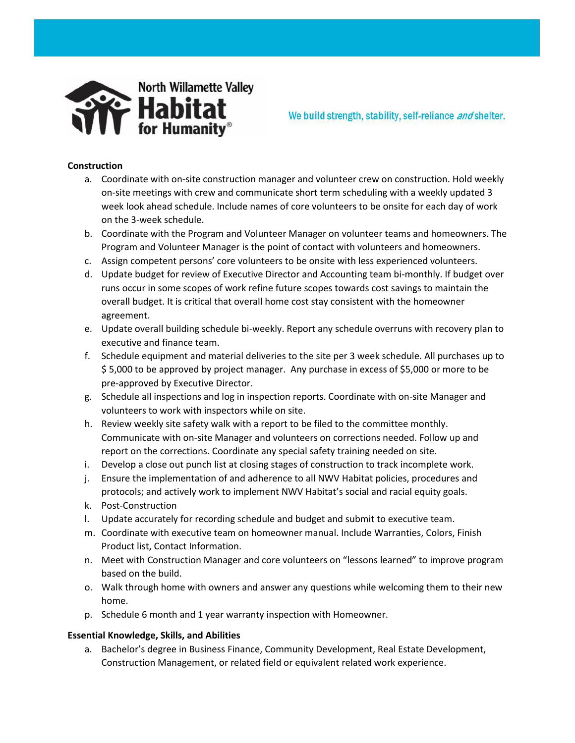**Construction**

a. Coordinate with on-site construction manager and volunteer crew on construction. Hold weekly on-site meetings with crew and communicate short term scheduling with a weekly updated 3 week look ahead schedule. Include names of core volunteers to be onsite for each day of work on the 3-week schedule.
b. Coordinate with the Program and Volunteer Manager on volunteer teams and homeowners. The Program and Volunteer Manager is the point of contact with volunteers and homeowners.
c. Assign competent persons' core volunteers to be onsite with less experienced volunteers.
d. Update budget for review of Executive Director and Accounting team bi-monthly. If budget over runs occur in some scopes of work refine future scopes towards cost savings to maintain the overall budget. It is critical that overall home cost stay consistent with the homeowner agreement.
e. Update overall building schedule bi-weekly. Report any schedule overruns with recovery plan to executive and finance team.
f. Schedule equipment and material deliveries to the site per 3 week schedule. All purchases up to $ 5,000 to be approved by project manager. Any purchase in excess of $5,000 or more to be pre-approved by Executive Director.
g. Schedule all inspections and log in inspection reports. Coordinate with on-site Manager and volunteers to work with inspectors while on site.
h. Review weekly site safety walk with a report to be filed to the committee monthly. Communicate with on-site Manager and volunteers on corrections needed. Follow up and report on the corrections. Coordinate any special safety training needed on site.
i. Develop a close out punch list at closing stages of construction to track incomplete work.
j. Ensure the implementation of and adherence to all NWV Habitat policies, procedures and protocols; and actively work to implement NWV Habitat's social and racial equity goals.
k. Post-Construction
l. Update accurately for recording schedule and budget and submit to executive team.
m. Coordinate with executive team on homeowner manual. Include Warranties, Colors, Finish Product list, Contact Information.
n. Meet with Construction Manager and core volunteers on "lessons learned" to improve program based on the build.
o. Walk through home with owners and answer any questions while welcoming them to their new home.
p. Schedule 6 month and 1 year warranty inspection with Homeowner.

**Essential Knowledge, Skills, and Abilities**

a. Bachelor's degree in Business Finance, Community Development, Real Estate Development, Construction Management, or related field or equivalent related work experience.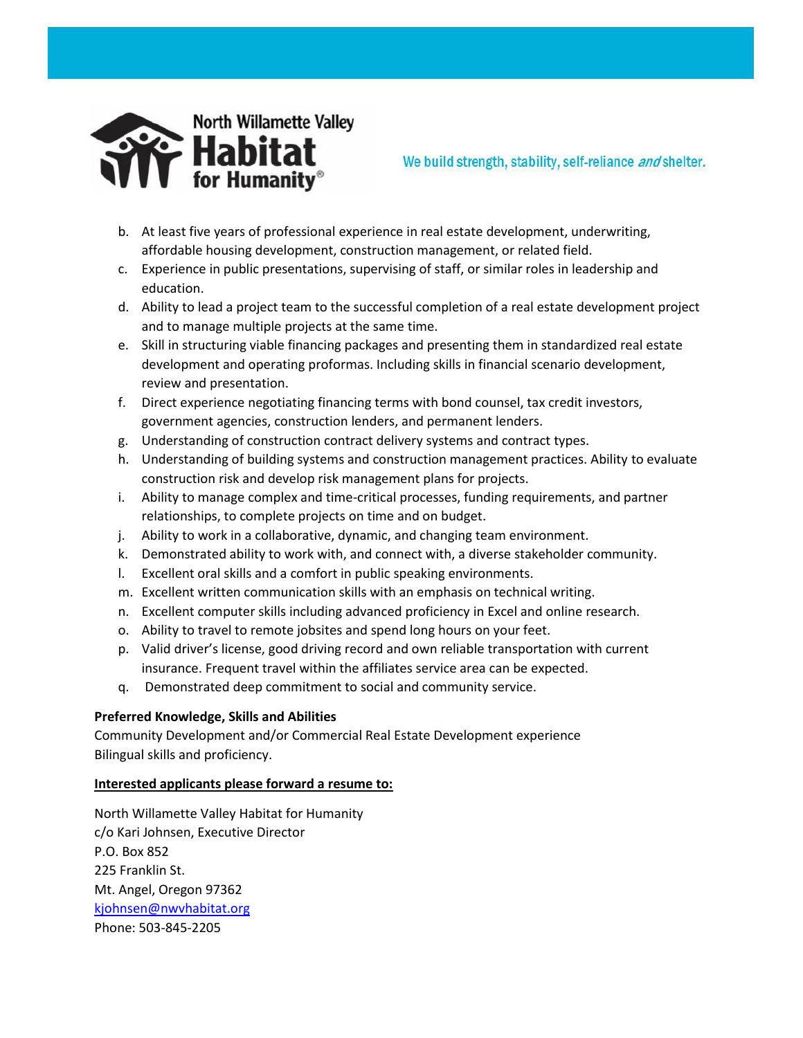b. At least five years of professional experience in real estate development, underwriting, affordable housing development, construction management, or related field.
c. Experience in public presentations, supervising of staff, or similar roles in leadership and education.
d. Ability to lead a project team to the successful completion of a real estate development project and to manage multiple projects at the same time.
e. Skill in structuring viable financing packages and presenting them in standardized real estate development and operating proformas. Including skills in financial scenario development, review and presentation.
f. Direct experience negotiating financing terms with bond counsel, tax credit investors, government agencies, construction lenders, and permanent lenders.
g. Understanding of construction contract delivery systems and contract types.
h. Understanding of building systems and construction management practices. Ability to evaluate construction risk and develop risk management plans for projects.
i. Ability to manage complex and time-critical processes, funding requirements, and partner relationships, to complete projects on time and on budget.
j. Ability to work in a collaborative, dynamic, and changing team environment.
k. Demonstrated ability to work with, and connect with, a diverse stakeholder community.
l. Excellent oral skills and a comfort in public speaking environments.
m. Excellent written communication skills with an emphasis on technical writing.
n. Excellent computer skills including advanced proficiency in Excel and online research.
o. Ability to travel to remote jobsites and spend long hours on your feet.
p. Valid driver's license, good driving record and own reliable transportation with current insurance. Frequent travel within the affiliates service area can be expected.
q. Demonstrated deep commitment to social and community service.

**Preferred Knowledge, Skills and Abilities**

Community Development and/or Commercial Real Estate Development experience
Bilingual skills and proficiency.

**Interested applicants please forward a resume to:**

North Willamette Valley Habitat for Humanity
c/o Kari Johnsen, Executive Director
P.O. Box 852
225 Franklin St.
Mt. Angel, Oregon 97362
kjohnsen@nwvhabitat.org
Phone: 503-845-2205